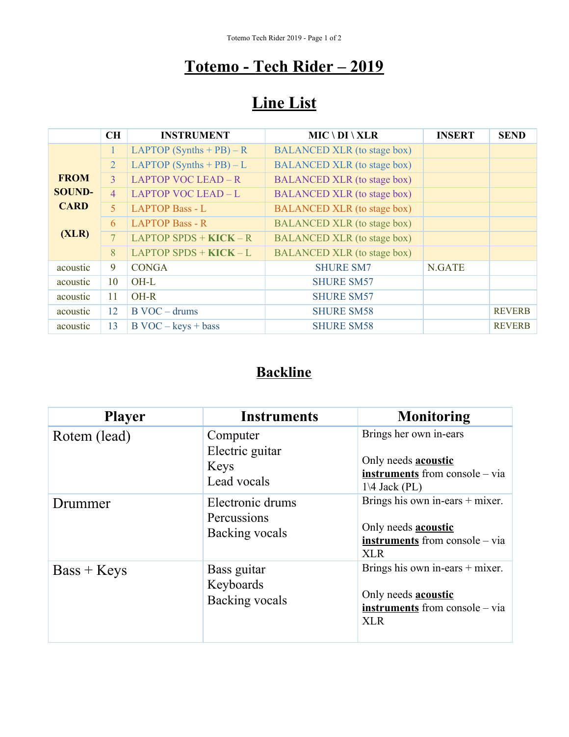# Totemo - Tech Rider – 2019

## Line List

| | CH | INSTRUMENT | MIC \ DI \ XLR | INSERT | SEND |
|---|---|---|---|---|---|
| **FROM SOUND-CARD (XLR)** | 1 | LAPTOP (Synths + PB) – R | BALANCED XLR (to stage box) | | |
| | 2 | LAPTOP (Synths + PB) – L | BALANCED XLR (to stage box) | | |
| | 3 | LAPTOP VOC LEAD – R | BALANCED XLR (to stage box) | | |
| | 4 | LAPTOP VOC LEAD – L | BALANCED XLR (to stage box) | | |
| | 5 | LAPTOP Bass - L | BALANCED XLR (to stage box) | | |
| | 6 | LAPTOP Bass - R | BALANCED XLR (to stage box) | | |
| | 7 | LAPTOP SPDS + **KICK** – R | BALANCED XLR (to stage box) | | |
| | 8 | LAPTOP SPDS + **KICK** – L | BALANCED XLR (to stage box) | | |
| acoustic | 9 | CONGA | SHURE SM7 | N.GATE | |
| acoustic | 10 | OH-L | SHURE SM57 | | |
| acoustic | 11 | OH-R | SHURE SM57 | | |
| acoustic | 12 | B VOC – drums | SHURE SM58 | | REVERB |
| acoustic | 13 | B VOC – keys + bass | SHURE SM58 | | REVERB |

## Backline

| Player | Instruments | Monitoring |
|---|---|---|
| Rotem (lead) | Computer<br>Electric guitar<br>Keys<br>Lead vocals | Brings her own in-ears<br><br>Only needs **acoustic instruments** from console – via 1\4 Jack (PL) |
| Drummer | Electronic drums<br>Percussions<br>Backing vocals | Brings his own in-ears + mixer.<br><br>Only needs **acoustic instruments** from console – via XLR |
| Bass + Keys | Bass guitar<br>Keyboards<br>Backing vocals | Brings his own in-ears + mixer.<br><br>Only needs **acoustic instruments** from console – via XLR |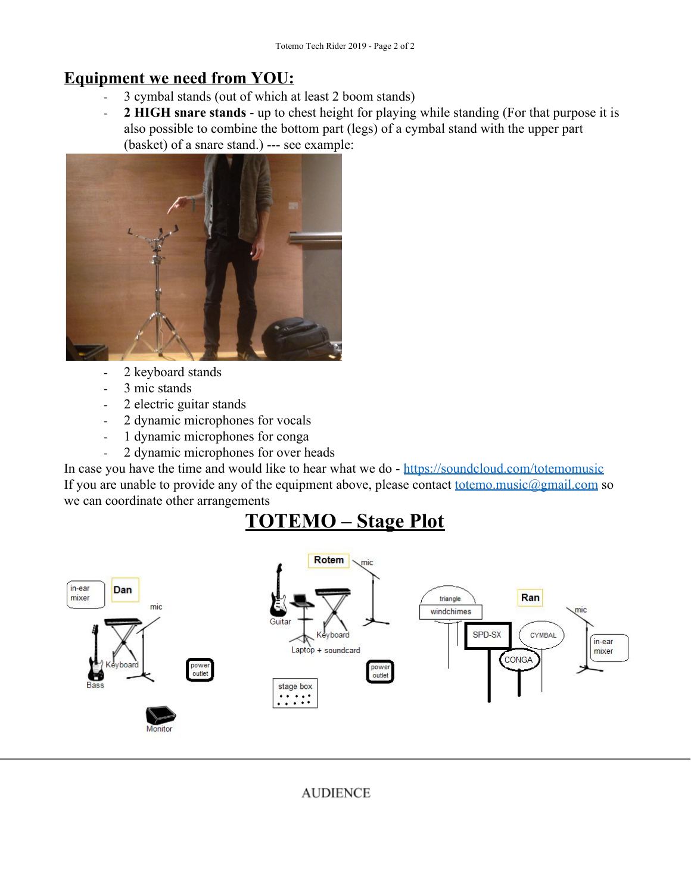## Equipment we need from YOU:

- 3 cymbal stands (out of which at least 2 boom stands)
- **2 HIGH snare stands** - up to chest height for playing while standing (For that purpose it is also possible to combine the bottom part (legs) of a cymbal stand with the upper part (basket) of a snare stand.) --- see example:
- 2 keyboard stands
- 3 mic stands
- 2 electric guitar stands
- 2 dynamic microphones for vocals
- 1 dynamic microphones for conga
- 2 dynamic microphones for over heads

In case you have the time and would like to hear what we do - https://soundcloud.com/totemomusic
If you are unable to provide any of the equipment above, please contact totemo.music@gmail.com so we can coordinate other arrangements

## TOTEMO – Stage Plot

in-ear mixer
Dan
mic
Keyboard
Bass
power outlet
Monitor

Rotem
mic
Guitar
Keyboard
Laptop + soundcard
power outlet
stage box

triangle
windchimes
Ran
mic
SPD-SX
CYMBAL
CONGA
in-ear mixer

AUDIENCE